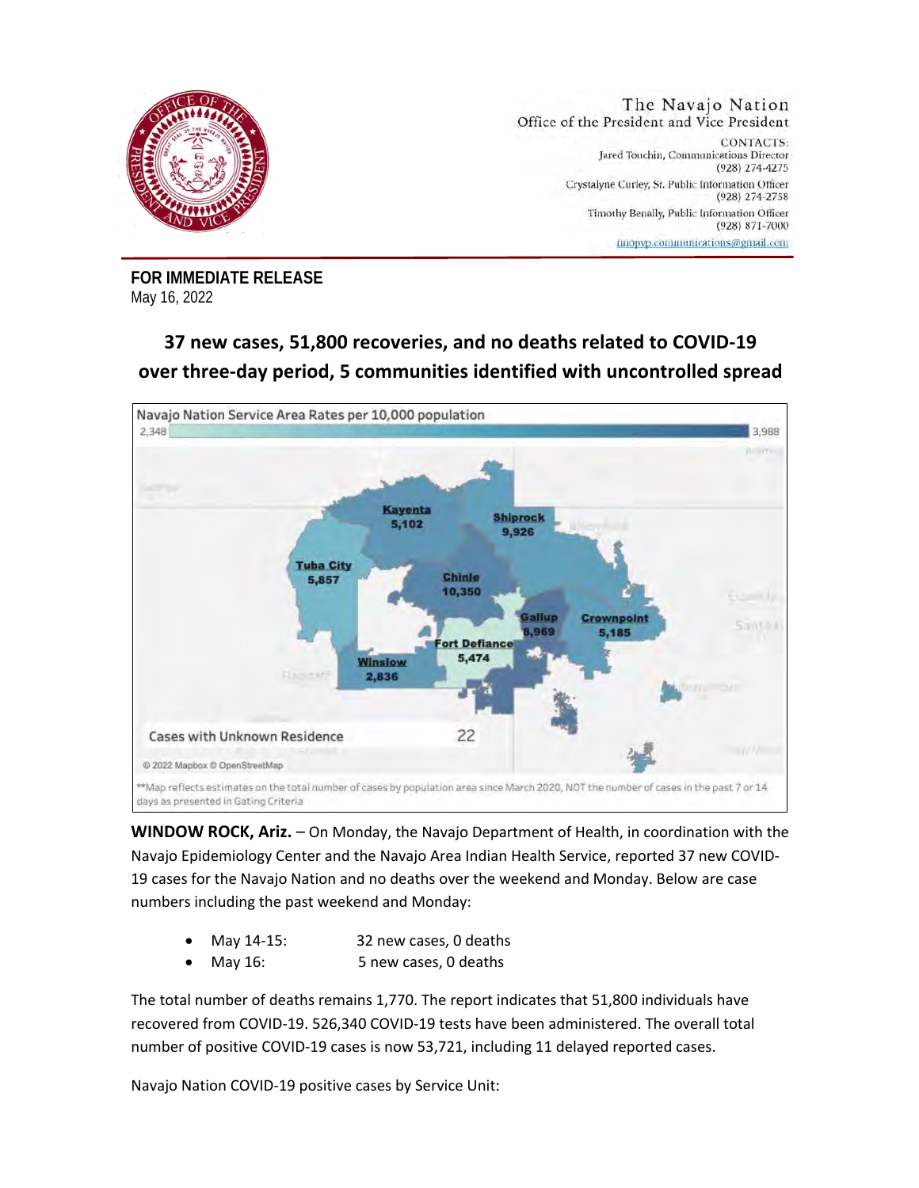The Navajo Nation
Office of the President and Vice President

CONTACTS:
Jared Touchin, Communications Director
(928) 274-4275
Crystalyne Curley, Sr. Public Information Officer
(928) 274-2758
Timothy Benally, Public Information Officer
(928) 871-7000
nnopvp.communications@gmail.com

**FOR IMMEDIATE RELEASE**
May 16, 2022

# 37 new cases, 51,800 recoveries, and no deaths related to COVID-19 over three-day period, 5 communities identified with uncontrolled spread

Navajo Nation Service Area Rates per 10,000 population

2,348 — 3,988

Kayenta 5,102
Shiprock 9,926
Tuba City 5,857
Chinle 10,350
Gallup 8,969
Crownpoint 5,185
Fort Defiance 5,474
Winslow 2,836

Cases with Unknown Residence 22

© 2022 Mapbox © OpenStreetMap

**Map reflects estimates on the total number of cases by population area since March 2020, NOT the number of cases in the past 7 or 14 days as presented in Gating Criteria

**WINDOW ROCK, Ariz.** – On Monday, the Navajo Department of Health, in coordination with the Navajo Epidemiology Center and the Navajo Area Indian Health Service, reported 37 new COVID-19 cases for the Navajo Nation and no deaths over the weekend and Monday. Below are case numbers including the past weekend and Monday:

- May 14-15: 32 new cases, 0 deaths
- May 16: 5 new cases, 0 deaths

The total number of deaths remains 1,770. The report indicates that 51,800 individuals have recovered from COVID-19. 526,340 COVID-19 tests have been administered. The overall total number of positive COVID-19 cases is now 53,721, including 11 delayed reported cases.

Navajo Nation COVID-19 positive cases by Service Unit: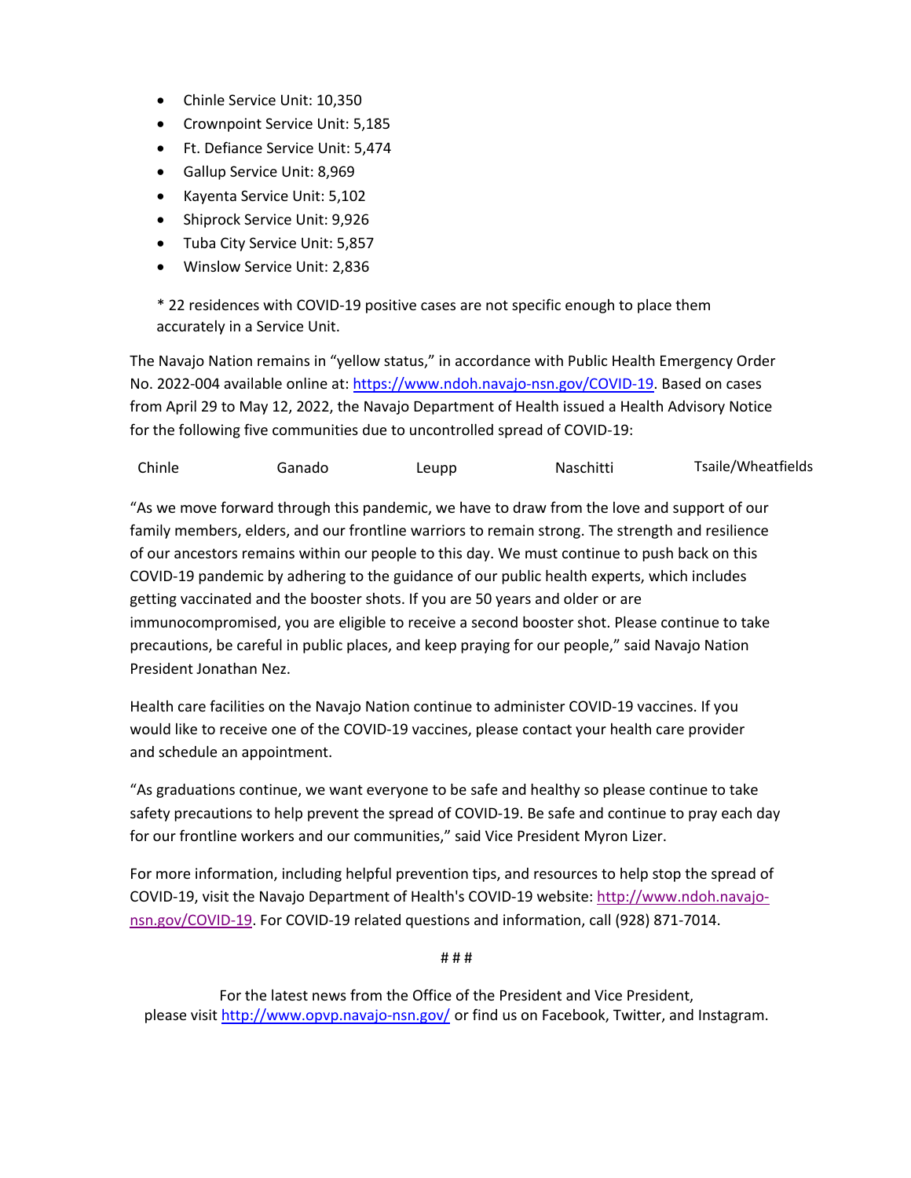- Chinle Service Unit: 10,350
- Crownpoint Service Unit: 5,185
- Ft. Defiance Service Unit: 5,474
- Gallup Service Unit: 8,969
- Kayenta Service Unit: 5,102
- Shiprock Service Unit: 9,926
- Tuba City Service Unit: 5,857
- Winslow Service Unit: 2,836

* 22 residences with COVID-19 positive cases are not specific enough to place them accurately in a Service Unit.

The Navajo Nation remains in "yellow status," in accordance with Public Health Emergency Order No. 2022-004 available online at: https://www.ndoh.navajo-nsn.gov/COVID-19. Based on cases from April 29 to May 12, 2022, the Navajo Department of Health issued a Health Advisory Notice for the following five communities due to uncontrolled spread of COVID-19:

Chinle | Ganado | Leupp | Naschitti | Tsaile/Wheatfields

"As we move forward through this pandemic, we have to draw from the love and support of our family members, elders, and our frontline warriors to remain strong. The strength and resilience of our ancestors remains within our people to this day. We must continue to push back on this COVID-19 pandemic by adhering to the guidance of our public health experts, which includes getting vaccinated and the booster shots. If you are 50 years and older or are immunocompromised, you are eligible to receive a second booster shot. Please continue to take precautions, be careful in public places, and keep praying for our people," said Navajo Nation President Jonathan Nez.

Health care facilities on the Navajo Nation continue to administer COVID-19 vaccines. If you would like to receive one of the COVID-19 vaccines, please contact your health care provider and schedule an appointment.

"As graduations continue, we want everyone to be safe and healthy so please continue to take safety precautions to help prevent the spread of COVID-19. Be safe and continue to pray each day for our frontline workers and our communities," said Vice President Myron Lizer.

For more information, including helpful prevention tips, and resources to help stop the spread of COVID-19, visit the Navajo Department of Health's COVID-19 website: http://www.ndoh.navajo-nsn.gov/COVID-19. For COVID-19 related questions and information, call (928) 871-7014.

# # #

For the latest news from the Office of the President and Vice President, please visit http://www.opvp.navajo-nsn.gov/ or find us on Facebook, Twitter, and Instagram.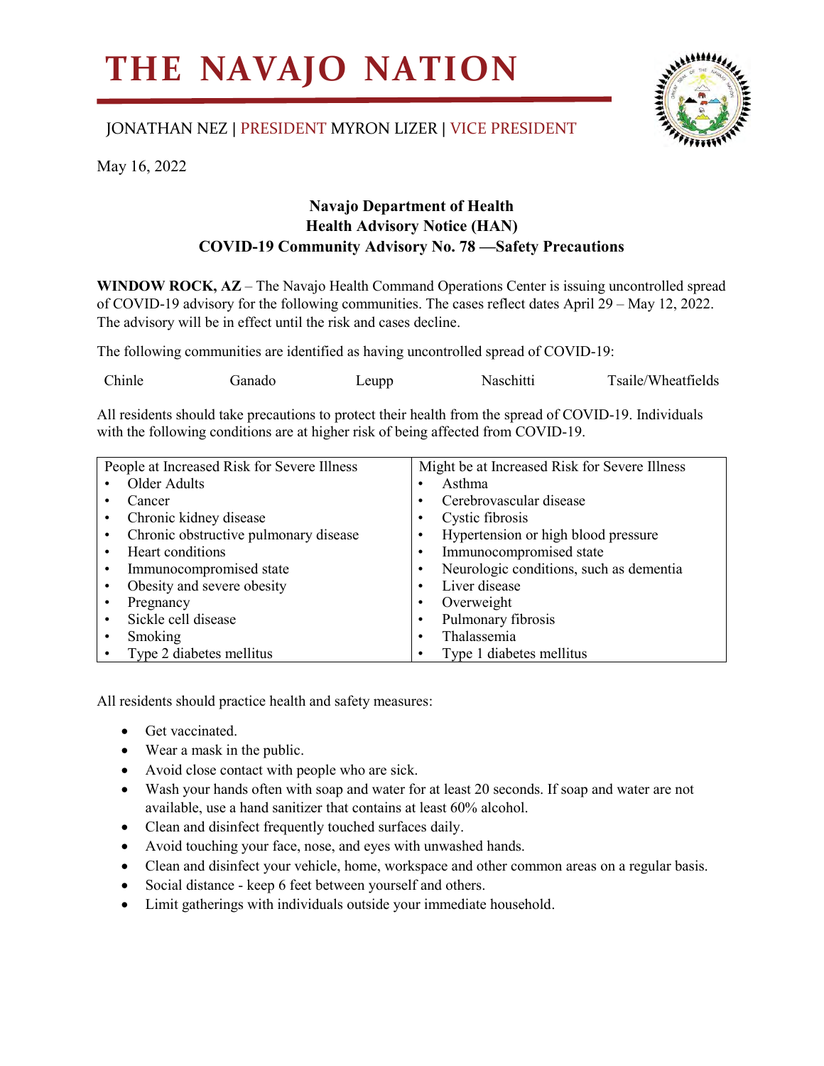# THE NAVAJO NATION

JONATHAN NEZ | PRESIDENT MYRON LIZER | VICE PRESIDENT

May 16, 2022

**Navajo Department of Health**
**Health Advisory Notice (HAN)**
**COVID-19 Community Advisory No. 78 —Safety Precautions**

**WINDOW ROCK, AZ** – The Navajo Health Command Operations Center is issuing uncontrolled spread of COVID-19 advisory for the following communities. The cases reflect dates April 29 – May 12, 2022. The advisory will be in effect until the risk and cases decline.

The following communities are identified as having uncontrolled spread of COVID-19:

| Chinle | Ganado | Leupp | Naschitti | Tsaile/Wheatfields |
|---|---|---|---|---|

All residents should take precautions to protect their health from the spread of COVID-19. Individuals with the following conditions are at higher risk of being affected from COVID-19.

| People at Increased Risk for Severe Illness | Might be at Increased Risk for Severe Illness |
|---|---|
| • Older Adults | • Asthma |
| • Cancer | • Cerebrovascular disease |
| • Chronic kidney disease | • Cystic fibrosis |
| • Chronic obstructive pulmonary disease | • Hypertension or high blood pressure |
| • Heart conditions | • Immunocompromised state |
| • Immunocompromised state | • Neurologic conditions, such as dementia |
| • Obesity and severe obesity | • Liver disease |
| • Pregnancy | • Overweight |
| • Sickle cell disease | • Pulmonary fibrosis |
| • Smoking | • Thalassemia |
| • Type 2 diabetes mellitus | • Type 1 diabetes mellitus |

All residents should practice health and safety measures:

- Get vaccinated.
- Wear a mask in the public.
- Avoid close contact with people who are sick.
- Wash your hands often with soap and water for at least 20 seconds. If soap and water are not available, use a hand sanitizer that contains at least 60% alcohol.
- Clean and disinfect frequently touched surfaces daily.
- Avoid touching your face, nose, and eyes with unwashed hands.
- Clean and disinfect your vehicle, home, workspace and other common areas on a regular basis.
- Social distance - keep 6 feet between yourself and others.
- Limit gatherings with individuals outside your immediate household.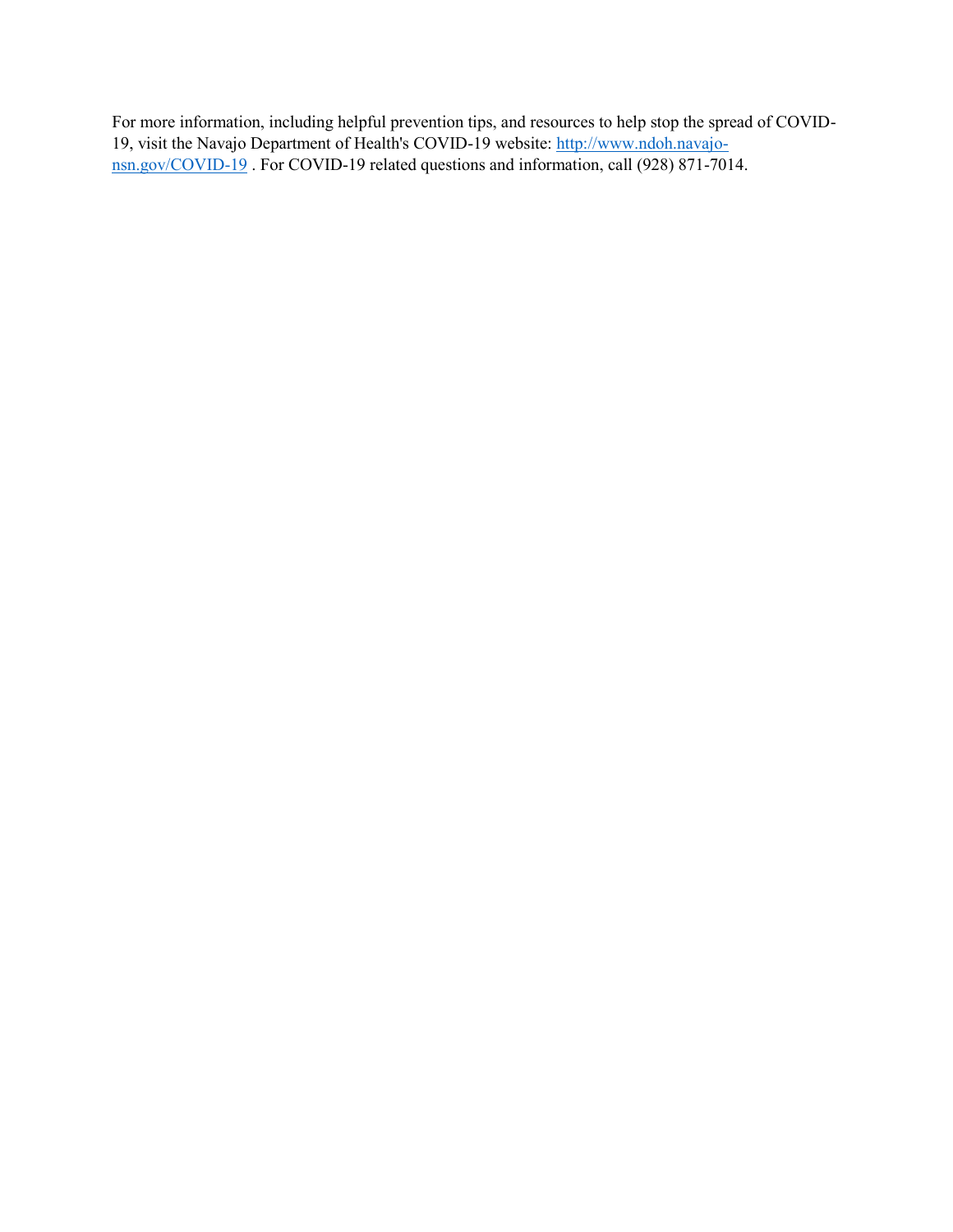For more information, including helpful prevention tips, and resources to help stop the spread of COVID-19, visit the Navajo Department of Health's COVID-19 website: [http://www.ndoh.navajo-nsn.gov/COVID-19](http://www.ndoh.navajo-nsn.gov/COVID-19) . For COVID-19 related questions and information, call (928) 871-7014.